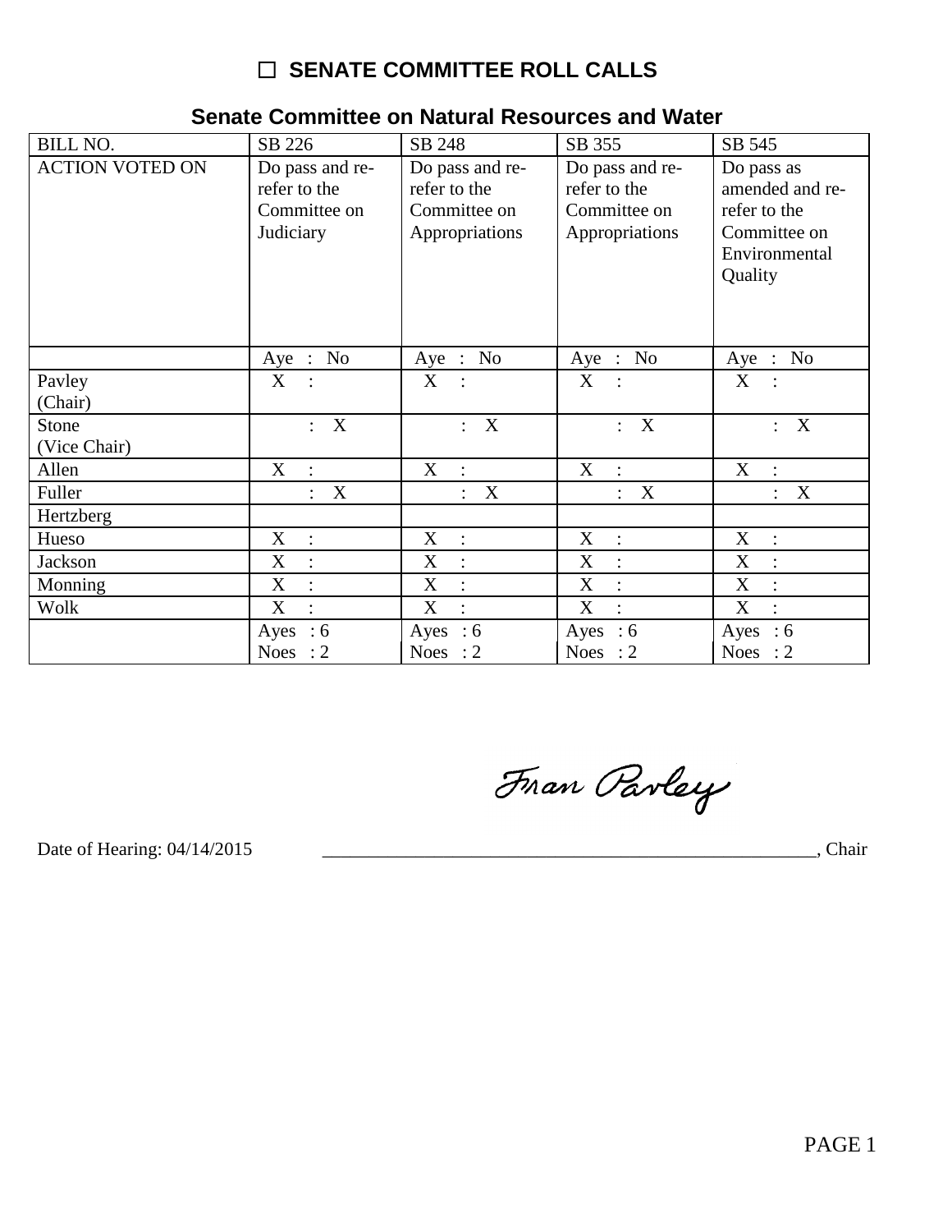# ☐ SENATE COMMITTEE ROLL CALLS

## Senate Committee on Natural Resources and Water

| BILL NO. | SB 226 | SB 248 | SB 355 | SB 545 |
|---|---|---|---|---|
| ACTION VOTED ON | Do pass and re-refer to the Committee on Judiciary | Do pass and re-refer to the Committee on Appropriations | Do pass and re-refer to the Committee on Appropriations | Do pass as amended and re-refer to the Committee on Environmental Quality |
| | Aye : No | Aye : No | Aye : No | Aye : No |
| Pavley (Chair) | X : | X : | X : | X : |
| Stone (Vice Chair) | : X | : X | : X | : X |
| Allen | X : | X : | X : | X : |
| Fuller | : X | : X | : X | : X |
| Hertzberg | | | | |
| Hueso | X : | X : | X : | X : |
| Jackson | X : | X : | X : | X : |
| Monning | X : | X : | X : | X : |
| Wolk | X : | X : | X : | X : |
| | Ayes : 6<br>Noes : 2 | Ayes : 6<br>Noes : 2 | Ayes : 6<br>Noes : 2 | Ayes : 6<br>Noes : 2 |

Fran Pavley

Date of Hearing: 04/14/2015 ______________________________________________________, Chair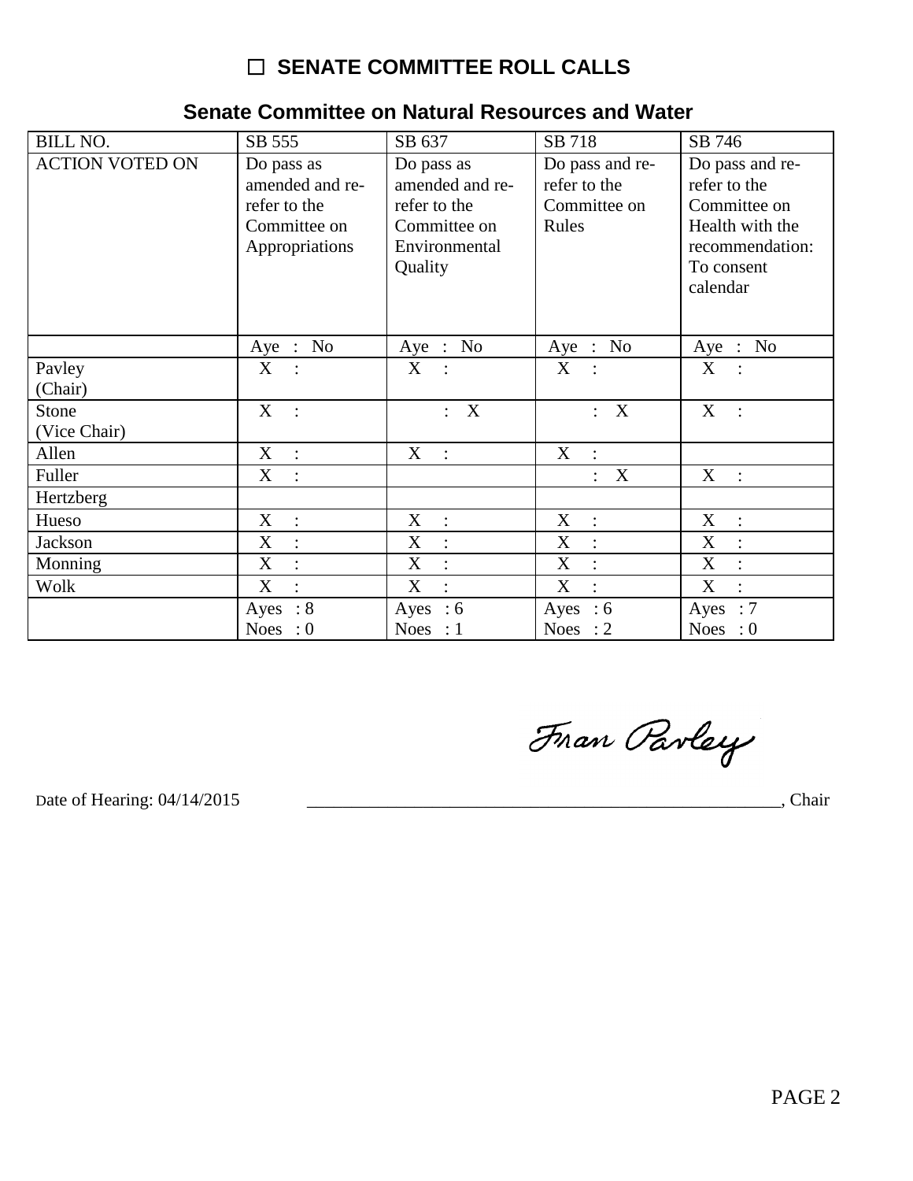## ☐ SENATE COMMITTEE ROLL CALLS

### Senate Committee on Natural Resources and Water

| BILL NO. | SB 555 | SB 637 | SB 718 | SB 746 |
|---|---|---|---|---|
| ACTION VOTED ON | Do pass as amended and re-refer to the Committee on Appropriations | Do pass as amended and re-refer to the Committee on Environmental Quality | Do pass and re-refer to the Committee on Rules | Do pass and re-refer to the Committee on Health with the recommendation: To consent calendar |
| | Aye : No | Aye : No | Aye : No | Aye : No |
| Pavley (Chair) | X : | X : | X : | X : |
| Stone (Vice Chair) | X : | : X | : X | X : |
| Allen | X : | X : | X : | |
| Fuller | X : | | : X | X : |
| Hertzberg | | | | |
| Hueso | X : | X : | X : | X : |
| Jackson | X : | X : | X : | X : |
| Monning | X : | X : | X : | X : |
| Wolk | X : | X : | X : | X : |
| | Ayes : 8 Noes : 0 | Ayes : 6 Noes : 1 | Ayes : 6 Noes : 2 | Ayes : 7 Noes : 0 |

Fran Pavley

Date of Hearing: 04/14/2015 ______________________________, Chair